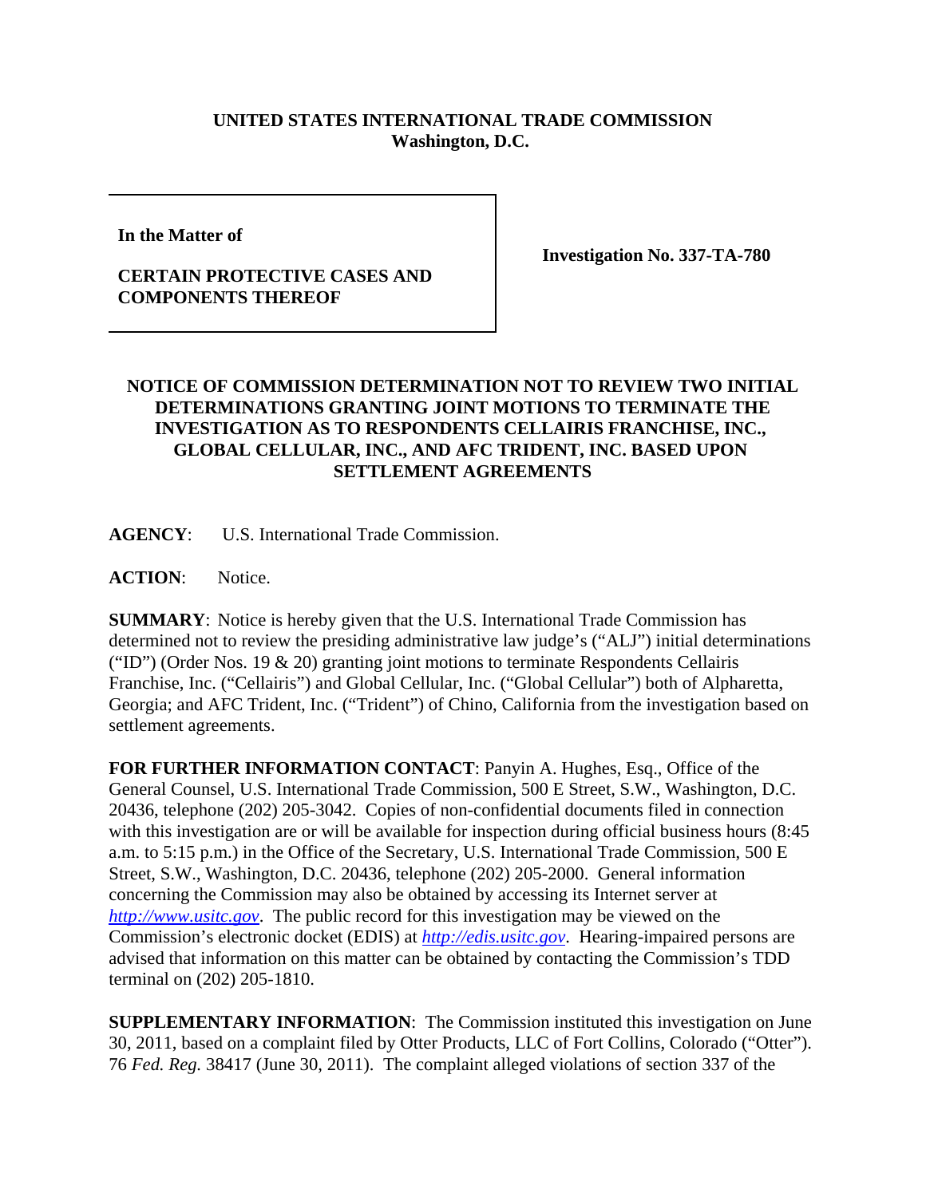**UNITED STATES INTERNATIONAL TRADE COMMISSION**
**Washington, D.C.**

**In the Matter of**

**CERTAIN PROTECTIVE CASES AND COMPONENTS THEREOF**

**Investigation No. 337-TA-780**

**NOTICE OF COMMISSION DETERMINATION NOT TO REVIEW TWO INITIAL DETERMINATIONS GRANTING JOINT MOTIONS TO TERMINATE THE INVESTIGATION AS TO RESPONDENTS CELLAIRIS FRANCHISE, INC., GLOBAL CELLULAR, INC., AND AFC TRIDENT, INC. BASED UPON SETTLEMENT AGREEMENTS**

**AGENCY**: U.S. International Trade Commission.

**ACTION**: Notice.

**SUMMARY**: Notice is hereby given that the U.S. International Trade Commission has determined not to review the presiding administrative law judge's ("ALJ") initial determinations ("ID") (Order Nos. 19 & 20) granting joint motions to terminate Respondents Cellairis Franchise, Inc. ("Cellairis") and Global Cellular, Inc. ("Global Cellular") both of Alpharetta, Georgia; and AFC Trident, Inc. ("Trident") of Chino, California from the investigation based on settlement agreements.

**FOR FURTHER INFORMATION CONTACT**: Panyin A. Hughes, Esq., Office of the General Counsel, U.S. International Trade Commission, 500 E Street, S.W., Washington, D.C. 20436, telephone (202) 205-3042. Copies of non-confidential documents filed in connection with this investigation are or will be available for inspection during official business hours (8:45 a.m. to 5:15 p.m.) in the Office of the Secretary, U.S. International Trade Commission, 500 E Street, S.W., Washington, D.C. 20436, telephone (202) 205-2000. General information concerning the Commission may also be obtained by accessing its Internet server at *http://www.usitc.gov*. The public record for this investigation may be viewed on the Commission's electronic docket (EDIS) at *http://edis.usitc.gov*. Hearing-impaired persons are advised that information on this matter can be obtained by contacting the Commission's TDD terminal on (202) 205-1810.

**SUPPLEMENTARY INFORMATION**: The Commission instituted this investigation on June 30, 2011, based on a complaint filed by Otter Products, LLC of Fort Collins, Colorado ("Otter"). 76 *Fed. Reg.* 38417 (June 30, 2011). The complaint alleged violations of section 337 of the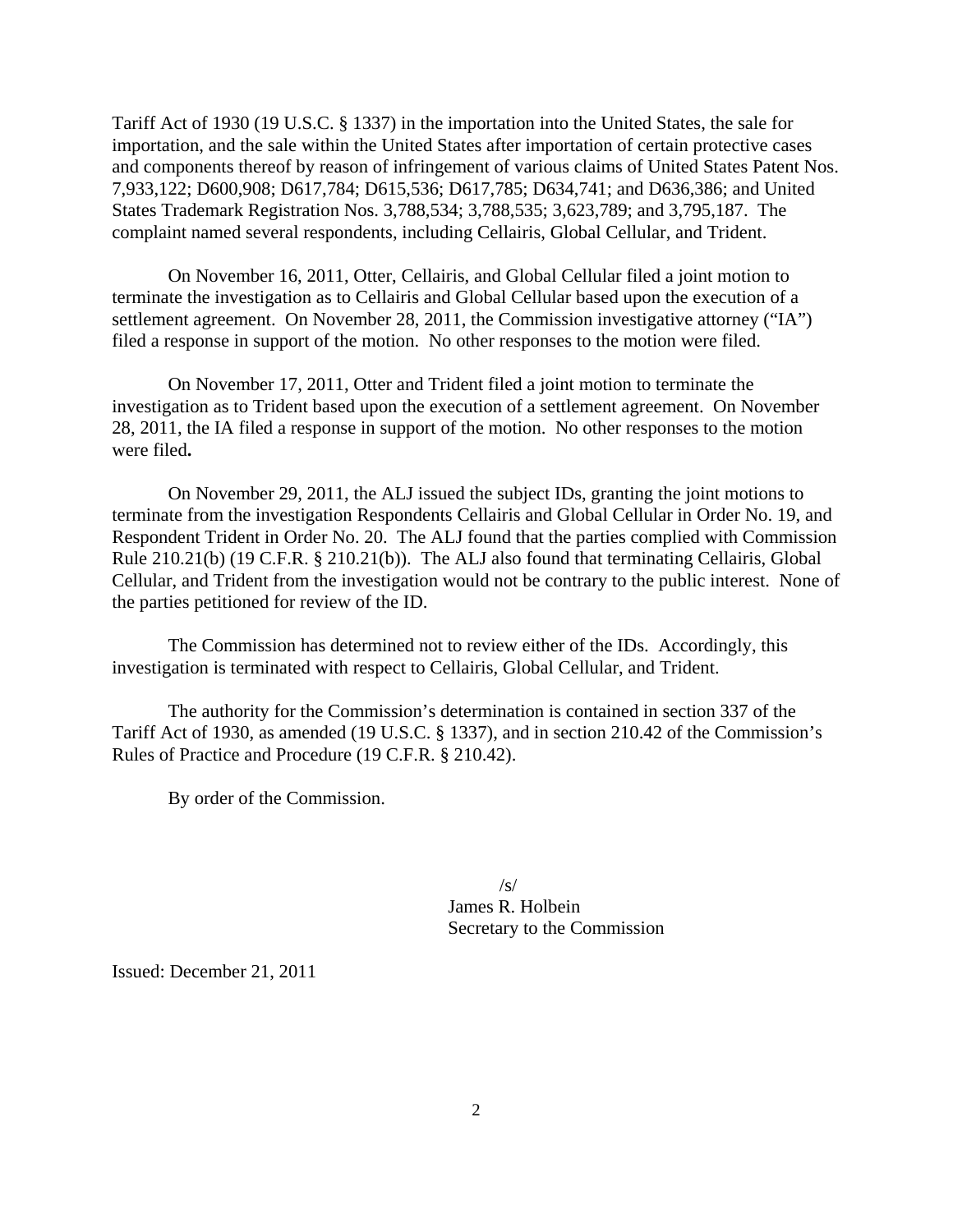Tariff Act of 1930 (19 U.S.C. § 1337) in the importation into the United States, the sale for importation, and the sale within the United States after importation of certain protective cases and components thereof by reason of infringement of various claims of United States Patent Nos. 7,933,122; D600,908; D617,784; D615,536; D617,785; D634,741; and D636,386; and United States Trademark Registration Nos. 3,788,534; 3,788,535; 3,623,789; and 3,795,187. The complaint named several respondents, including Cellairis, Global Cellular, and Trident.

On November 16, 2011, Otter, Cellairis, and Global Cellular filed a joint motion to terminate the investigation as to Cellairis and Global Cellular based upon the execution of a settlement agreement. On November 28, 2011, the Commission investigative attorney ("IA") filed a response in support of the motion. No other responses to the motion were filed.

On November 17, 2011, Otter and Trident filed a joint motion to terminate the investigation as to Trident based upon the execution of a settlement agreement. On November 28, 2011, the IA filed a response in support of the motion. No other responses to the motion were filed**.**

On November 29, 2011, the ALJ issued the subject IDs, granting the joint motions to terminate from the investigation Respondents Cellairis and Global Cellular in Order No. 19, and Respondent Trident in Order No. 20. The ALJ found that the parties complied with Commission Rule 210.21(b) (19 C.F.R. § 210.21(b)). The ALJ also found that terminating Cellairis, Global Cellular, and Trident from the investigation would not be contrary to the public interest. None of the parties petitioned for review of the ID.

The Commission has determined not to review either of the IDs. Accordingly, this investigation is terminated with respect to Cellairis, Global Cellular, and Trident.

The authority for the Commission's determination is contained in section 337 of the Tariff Act of 1930, as amended (19 U.S.C. § 1337), and in section 210.42 of the Commission's Rules of Practice and Procedure (19 C.F.R. § 210.42).

By order of the Commission.

/s/
James R. Holbein
Secretary to the Commission

Issued: December 21, 2011